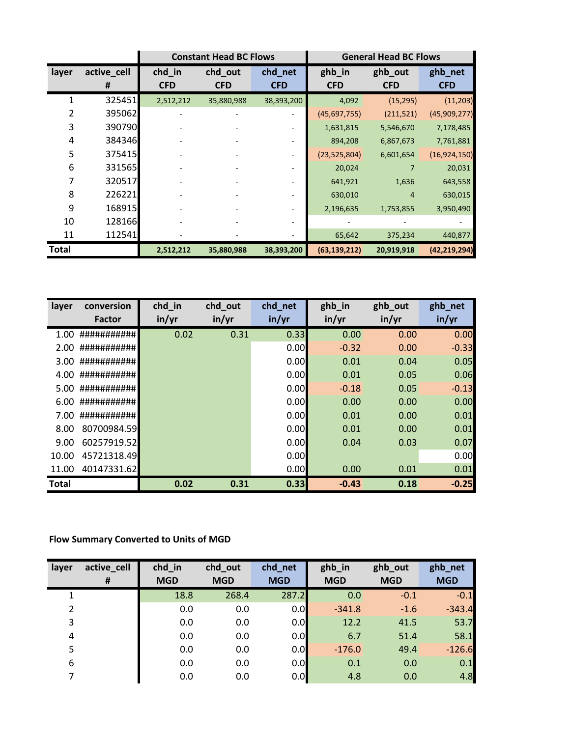| layer | active_cell # | Constant Head BC Flows chd_in CFD | chd_out CFD | chd_net CFD | General Head BC Flows ghb_in CFD | ghb_out CFD | ghb_net CFD |
|---|---|---|---|---|---|---|---|
| 1 | 325451 | 2,512,212 | 35,880,988 | 38,393,200 | 4,092 | (15,295) | (11,203) |
| 2 | 395062 | - | - | - | (45,697,755) | (211,521) | (45,909,277) |
| 3 | 390790 | - | - | - | 1,631,815 | 5,546,670 | 7,178,485 |
| 4 | 384346 | - | - | - | 894,208 | 6,867,673 | 7,761,881 |
| 5 | 375415 | - | - | - | (23,525,804) | 6,601,654 | (16,924,150) |
| 6 | 331565 | - | - | - | 20,024 | 7 | 20,031 |
| 7 | 320517 | - | - | - | 641,921 | 1,636 | 643,558 |
| 8 | 226221 | - | - | - | 630,010 | 4 | 630,015 |
| 9 | 168915 | - | - | - | 2,196,635 | 1,753,855 | 3,950,490 |
| 10 | 128166 | - | - | - | - | - | - |
| 11 | 112541 | - | - | - | 65,642 | 375,234 | 440,877 |
| **Total** | | **2,512,212** | **35,880,988** | **38,393,200** | **(63,139,212)** | **20,919,918** | **(42,219,294)** |

| layer | conversion Factor | chd_in in/yr | chd_out in/yr | chd_net in/yr | ghb_in in/yr | ghb_out in/yr | ghb_net in/yr |
|---|---|---|---|---|---|---|---|
| 1.00 | ########### | 0.02 | 0.31 | 0.33 | 0.00 | 0.00 | 0.00 |
| 2.00 | ########### | | | 0.00 | -0.32 | 0.00 | -0.33 |
| 3.00 | ########### | | | 0.00 | 0.01 | 0.04 | 0.05 |
| 4.00 | ########### | | | 0.00 | 0.01 | 0.05 | 0.06 |
| 5.00 | ########### | | | 0.00 | -0.18 | 0.05 | -0.13 |
| 6.00 | ########### | | | 0.00 | 0.00 | 0.00 | 0.00 |
| 7.00 | ########### | | | 0.00 | 0.01 | 0.00 | 0.01 |
| 8.00 | 80700984.59 | | | 0.00 | 0.01 | 0.00 | 0.01 |
| 9.00 | 60257919.52 | | | 0.00 | 0.04 | 0.03 | 0.07 |
| 10.00 | 45721318.49 | | | 0.00 | | | 0.00 |
| 11.00 | 40147331.62 | | | 0.00 | 0.00 | 0.01 | 0.01 |
| **Total** | | **0.02** | **0.31** | **0.33** | **-0.43** | **0.18** | **-0.25** |

**Flow Summary Converted to Units of MGD**

| layer | active_cell # | chd_in MGD | chd_out MGD | chd_net MGD | ghb_in MGD | ghb_out MGD | ghb_net MGD |
|---|---|---|---|---|---|---|---|
| 1 | | 18.8 | 268.4 | 287.2 | 0.0 | -0.1 | -0.1 |
| 2 | | 0.0 | 0.0 | 0.0 | -341.8 | -1.6 | -343.4 |
| 3 | | 0.0 | 0.0 | 0.0 | 12.2 | 41.5 | 53.7 |
| 4 | | 0.0 | 0.0 | 0.0 | 6.7 | 51.4 | 58.1 |
| 5 | | 0.0 | 0.0 | 0.0 | -176.0 | 49.4 | -126.6 |
| 6 | | 0.0 | 0.0 | 0.0 | 0.1 | 0.0 | 0.1 |
| 7 | | 0.0 | 0.0 | 0.0 | 4.8 | 0.0 | 4.8 |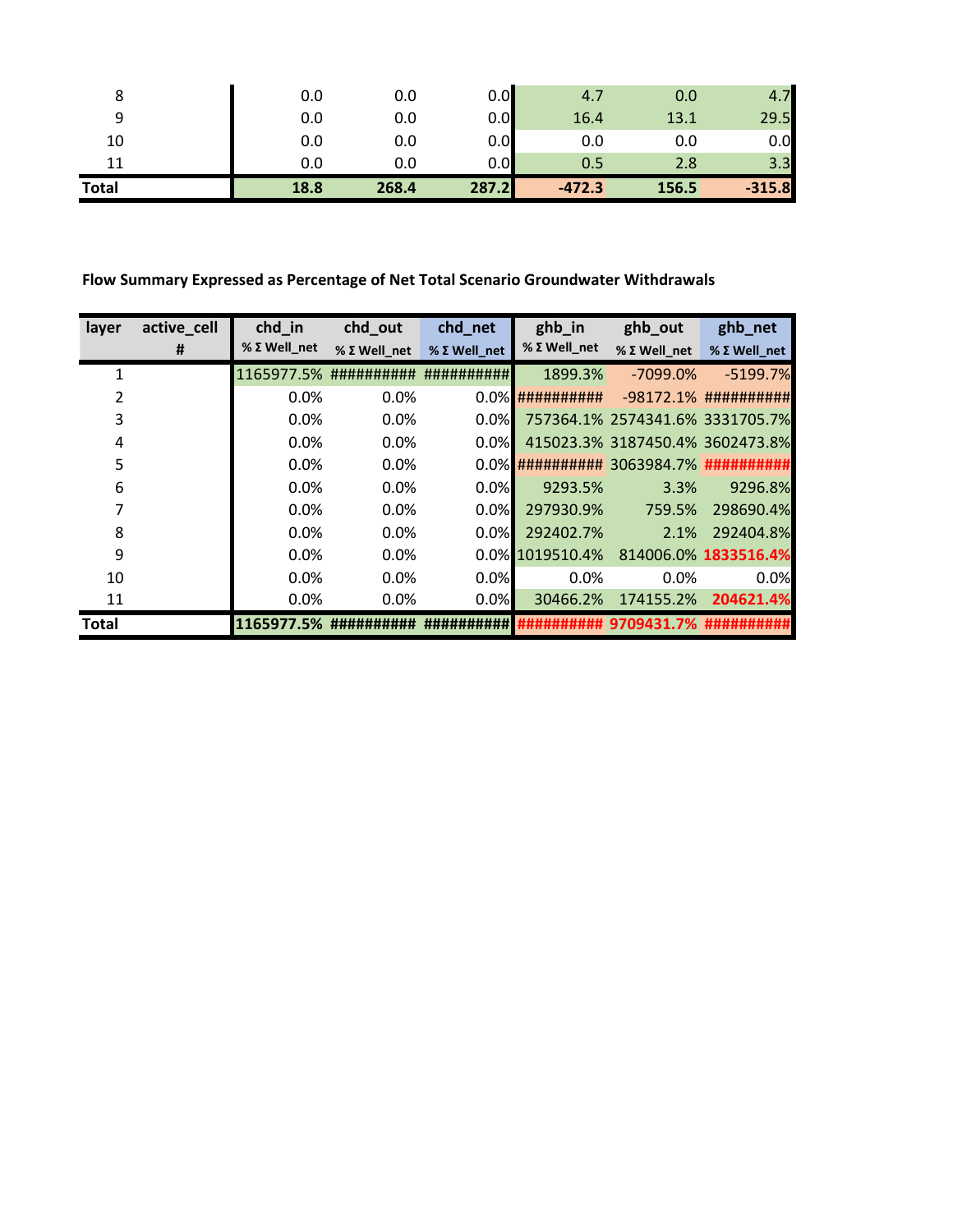| | | | | | | | |
|---|---|---|---|---|---|---|---|
| 8 | | 0.0 | 0.0 | 0.0 | 4.7 | 0.0 | 4.7 |
| 9 | | 0.0 | 0.0 | 0.0 | 16.4 | 13.1 | 29.5 |
| 10 | | 0.0 | 0.0 | 0.0 | 0.0 | 0.0 | 0.0 |
| 11 | | 0.0 | 0.0 | 0.0 | 0.5 | 2.8 | 3.3 |
| **Total** | | **18.8** | **268.4** | **287.2** | **-472.3** | **156.5** | **-315.8** |

**Flow Summary Expressed as Percentage of Net Total Scenario Groundwater Withdrawals**

| layer | active_cell | chd_in | chd_out | chd_net | ghb_in | ghb_out | ghb_net |
|---|---|---|---|---|---|---|---|
| | # | % Σ Well_net | % Σ Well_net | % Σ Well_net | % Σ Well_net | % Σ Well_net | % Σ Well_net |
| 1 | | 1165977.5% | ########## | ########## | 1899.3% | -7099.0% | -5199.7% |
| 2 | | 0.0% | 0.0% | 0.0% | ########## | -98172.1% | ########## |
| 3 | | 0.0% | 0.0% | 0.0% | 757364.1% | 2574341.6% | 3331705.7% |
| 4 | | 0.0% | 0.0% | 0.0% | 415023.3% | 3187450.4% | 3602473.8% |
| 5 | | 0.0% | 0.0% | 0.0% | ########## | 3063984.7% | ########## |
| 6 | | 0.0% | 0.0% | 0.0% | 9293.5% | 3.3% | 9296.8% |
| 7 | | 0.0% | 0.0% | 0.0% | 297930.9% | 759.5% | 298690.4% |
| 8 | | 0.0% | 0.0% | 0.0% | 292402.7% | 2.1% | 292404.8% |
| 9 | | 0.0% | 0.0% | 0.0% | 1019510.4% | 814006.0% | **1833516.4%** |
| 10 | | 0.0% | 0.0% | 0.0% | 0.0% | 0.0% | 0.0% |
| 11 | | 0.0% | 0.0% | 0.0% | 30466.2% | 174155.2% | **204621.4%** |
| **Total** | | **1165977.5%** | **##########** | **##########** | **##########** | **9709431.7%** | **##########** |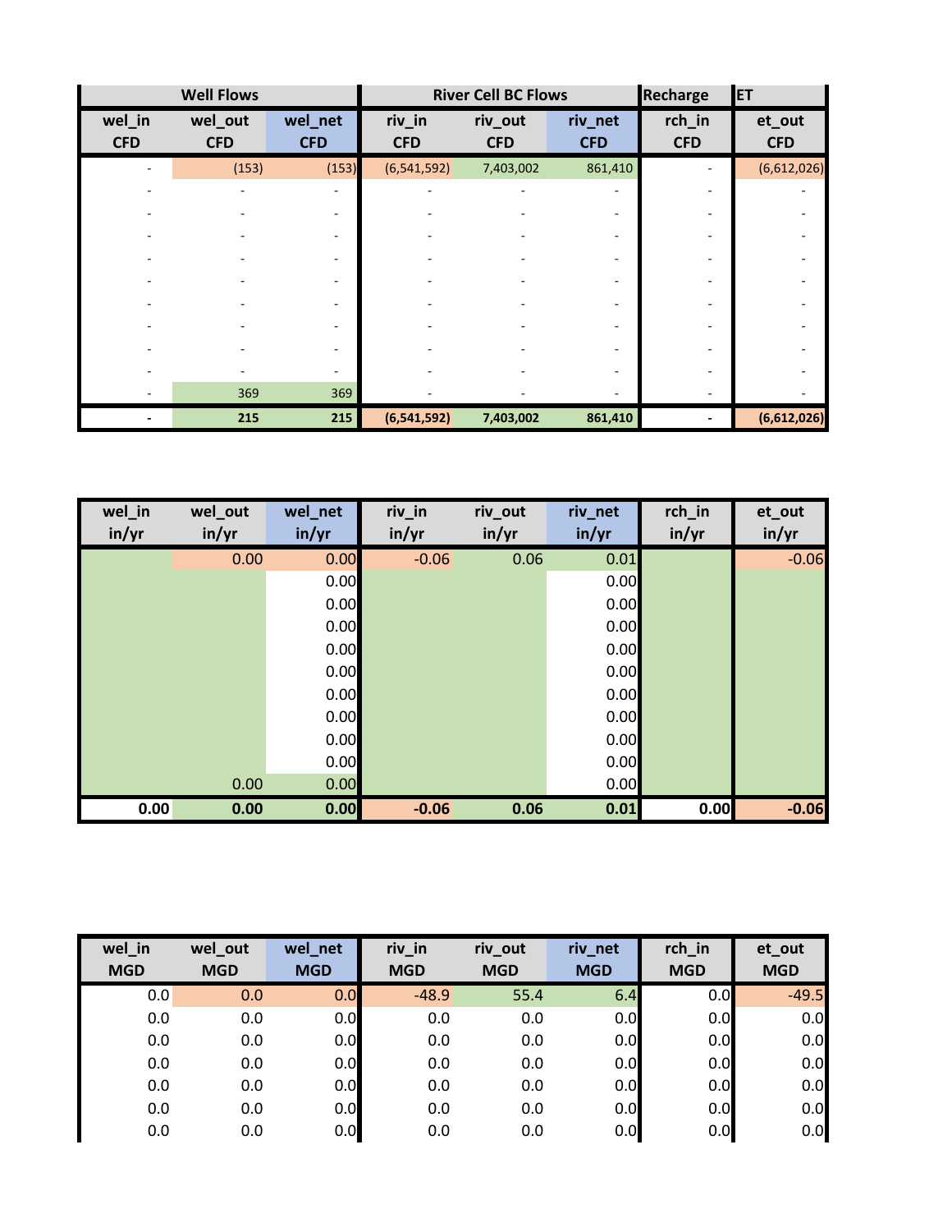| Well Flows | | | River Cell BC Flows | | | Recharge | ET |
|---|---|---|---|---|---|---|---|
| wel_in CFD | wel_out CFD | wel_net CFD | riv_in CFD | riv_out CFD | riv_net CFD | rch_in CFD | et_out CFD |
| - | (153) | (153) | (6,541,592) | 7,403,002 | 861,410 | - | (6,612,026) |
| - | - | - | - | - | - | - | - |
| - | - | - | - | - | - | - | - |
| - | - | - | - | - | - | - | - |
| - | - | - | - | - | - | - | - |
| - | - | - | - | - | - | - | - |
| - | - | - | - | - | - | - | - |
| - | - | - | - | - | - | - | - |
| - | - | - | - | - | - | - | - |
| - | - | - | - | - | - | - | - |
| - | 369 | 369 | - | - | - | - | - |
| **-** | **215** | **215** | **(6,541,592)** | **7,403,002** | **861,410** | **-** | **(6,612,026)** |

| wel_in in/yr | wel_out in/yr | wel_net in/yr | riv_in in/yr | riv_out in/yr | riv_net in/yr | rch_in in/yr | et_out in/yr |
|---|---|---|---|---|---|---|---|
| | 0.00 | 0.00 | -0.06 | 0.06 | 0.01 | | -0.06 |
| | | 0.00 | | | 0.00 | | |
| | | 0.00 | | | 0.00 | | |
| | | 0.00 | | | 0.00 | | |
| | | 0.00 | | | 0.00 | | |
| | | 0.00 | | | 0.00 | | |
| | | 0.00 | | | 0.00 | | |
| | | 0.00 | | | 0.00 | | |
| | | 0.00 | | | 0.00 | | |
| | | 0.00 | | | 0.00 | | |
| | 0.00 | 0.00 | | | 0.00 | | |
| **0.00** | **0.00** | **0.00** | **-0.06** | **0.06** | **0.01** | **0.00** | **-0.06** |

| wel_in MGD | wel_out MGD | wel_net MGD | riv_in MGD | riv_out MGD | riv_net MGD | rch_in MGD | et_out MGD |
|---|---|---|---|---|---|---|---|
| 0.0 | 0.0 | 0.0 | -48.9 | 55.4 | 6.4 | 0.0 | -49.5 |
| 0.0 | 0.0 | 0.0 | 0.0 | 0.0 | 0.0 | 0.0 | 0.0 |
| 0.0 | 0.0 | 0.0 | 0.0 | 0.0 | 0.0 | 0.0 | 0.0 |
| 0.0 | 0.0 | 0.0 | 0.0 | 0.0 | 0.0 | 0.0 | 0.0 |
| 0.0 | 0.0 | 0.0 | 0.0 | 0.0 | 0.0 | 0.0 | 0.0 |
| 0.0 | 0.0 | 0.0 | 0.0 | 0.0 | 0.0 | 0.0 | 0.0 |
| 0.0 | 0.0 | 0.0 | 0.0 | 0.0 | 0.0 | 0.0 | 0.0 |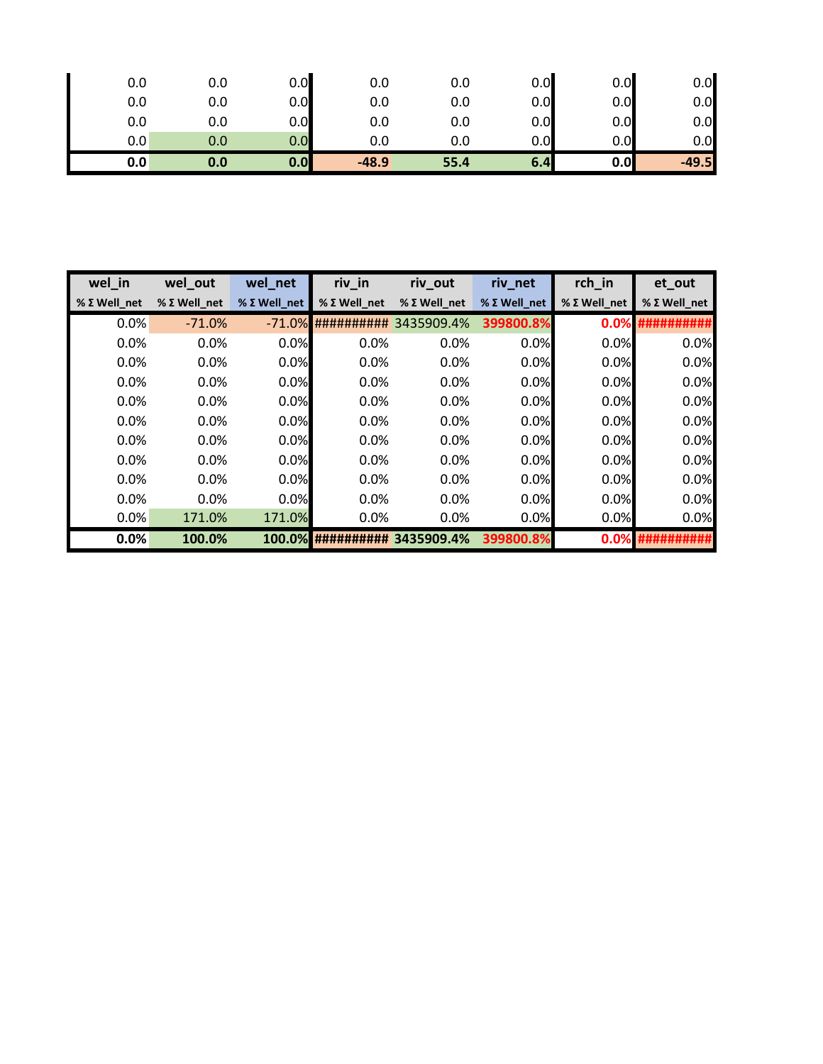| | | | | | | | |
|---|---|---|---|---|---|---|---|
| 0.0 | 0.0 | 0.0 | 0.0 | 0.0 | 0.0 | 0.0 | 0.0 |
| 0.0 | 0.0 | 0.0 | 0.0 | 0.0 | 0.0 | 0.0 | 0.0 |
| 0.0 | 0.0 | 0.0 | 0.0 | 0.0 | 0.0 | 0.0 | 0.0 |
| 0.0 | 0.0 | 0.0 | 0.0 | 0.0 | 0.0 | 0.0 | 0.0 |
| **0.0** | **0.0** | **0.0** | **-48.9** | **55.4** | **6.4** | **0.0** | **-49.5** |

| wel_in | wel_out | wel_net | riv_in | riv_out | riv_net | rch_in | et_out |
|---|---|---|---|---|---|---|---|
| % Σ Well_net | % Σ Well_net | % Σ Well_net | % Σ Well_net | % Σ Well_net | % Σ Well_net | % Σ Well_net | % Σ Well_net |
| 0.0% | -71.0% | -71.0% | ########## | 3435909.4% | 399800.8% | 0.0% | ########## |
| 0.0% | 0.0% | 0.0% | 0.0% | 0.0% | 0.0% | 0.0% | 0.0% |
| 0.0% | 0.0% | 0.0% | 0.0% | 0.0% | 0.0% | 0.0% | 0.0% |
| 0.0% | 0.0% | 0.0% | 0.0% | 0.0% | 0.0% | 0.0% | 0.0% |
| 0.0% | 0.0% | 0.0% | 0.0% | 0.0% | 0.0% | 0.0% | 0.0% |
| 0.0% | 0.0% | 0.0% | 0.0% | 0.0% | 0.0% | 0.0% | 0.0% |
| 0.0% | 0.0% | 0.0% | 0.0% | 0.0% | 0.0% | 0.0% | 0.0% |
| 0.0% | 0.0% | 0.0% | 0.0% | 0.0% | 0.0% | 0.0% | 0.0% |
| 0.0% | 0.0% | 0.0% | 0.0% | 0.0% | 0.0% | 0.0% | 0.0% |
| 0.0% | 0.0% | 0.0% | 0.0% | 0.0% | 0.0% | 0.0% | 0.0% |
| 0.0% | 171.0% | 171.0% | 0.0% | 0.0% | 0.0% | 0.0% | 0.0% |
| **0.0%** | **100.0%** | **100.0%** | **##########** | **3435909.4%** | **399800.8%** | **0.0%** | **##########** |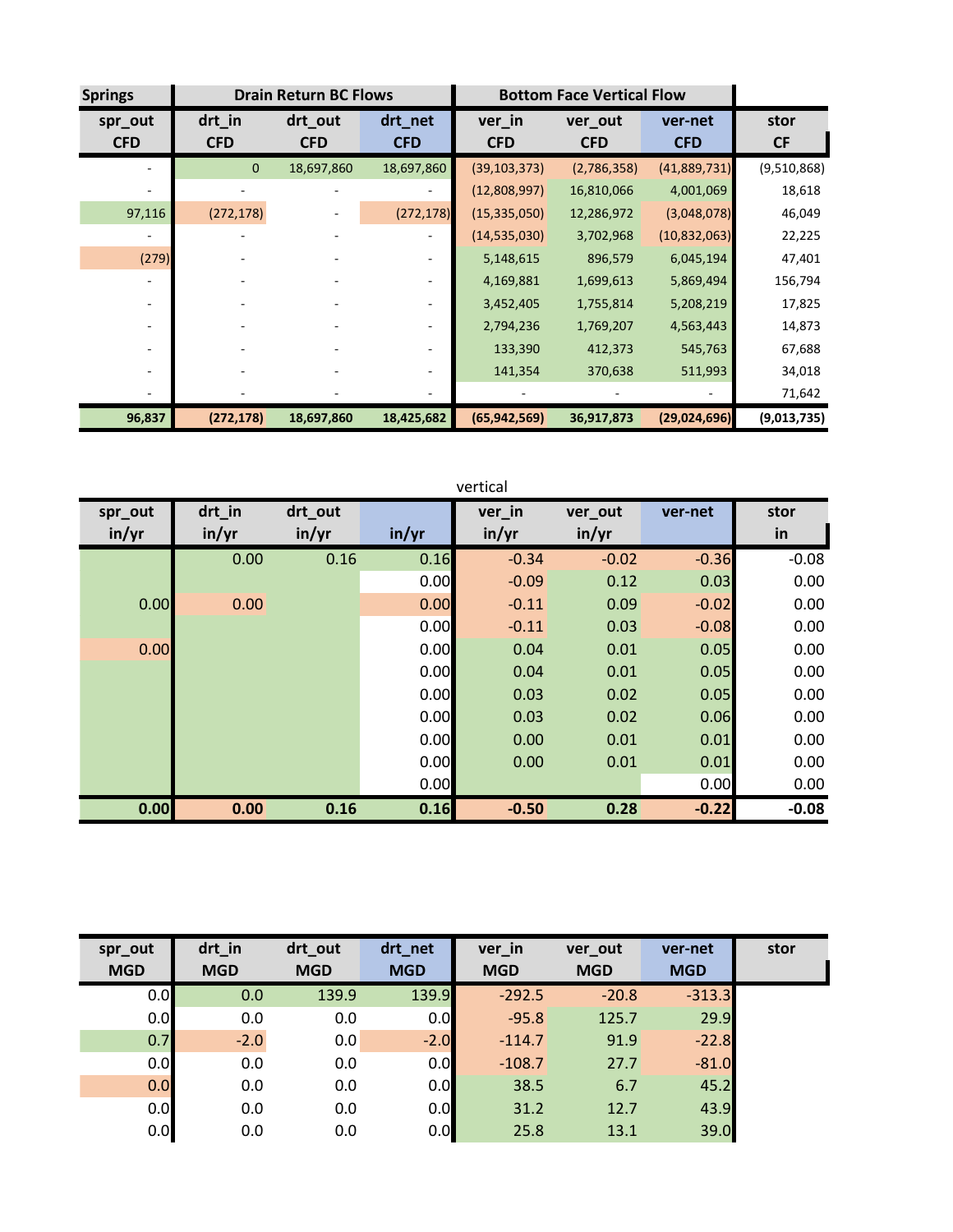| Springs | Drain Return BC Flows | | | Bottom Face Vertical Flow | | | |
|---|---|---|---|---|---|---|---|
| spr_out CFD | drt_in CFD | drt_out CFD | drt_net CFD | ver_in CFD | ver_out CFD | ver-net CFD | stor CF |
| - | 0 | 18,697,860 | 18,697,860 | (39,103,373) | (2,786,358) | (41,889,731) | (9,510,868) |
| - | - | - | - | (12,808,997) | 16,810,066 | 4,001,069 | 18,618 |
| 97,116 | (272,178) | - | (272,178) | (15,335,050) | 12,286,972 | (3,048,078) | 46,049 |
| - | - | - | - | (14,535,030) | 3,702,968 | (10,832,063) | 22,225 |
| (279) | - | - | - | 5,148,615 | 896,579 | 6,045,194 | 47,401 |
| - | - | - | - | 4,169,881 | 1,699,613 | 5,869,494 | 156,794 |
| - | - | - | - | 3,452,405 | 1,755,814 | 5,208,219 | 17,825 |
| - | - | - | - | 2,794,236 | 1,769,207 | 4,563,443 | 14,873 |
| - | - | - | - | 133,390 | 412,373 | 545,763 | 67,688 |
| - | - | - | - | 141,354 | 370,638 | 511,993 | 34,018 |
| - | - | - | - | - | - | - | 71,642 |
| **96,837** | **(272,178)** | **18,697,860** | **18,425,682** | **(65,942,569)** | **36,917,873** | **(29,024,696)** | **(9,013,735)** |

| | | | | vertical | | | |
|---|---|---|---|---|---|---|---|
| spr_out in/yr | drt_in in/yr | drt_out in/yr | in/yr | ver_in in/yr | ver_out in/yr | ver-net | stor in |
| | 0.00 | 0.16 | 0.16 | -0.34 | -0.02 | -0.36 | -0.08 |
| | | | 0.00 | -0.09 | 0.12 | 0.03 | 0.00 |
| 0.00 | 0.00 | | 0.00 | -0.11 | 0.09 | -0.02 | 0.00 |
| | | | 0.00 | -0.11 | 0.03 | -0.08 | 0.00 |
| 0.00 | | | 0.00 | 0.04 | 0.01 | 0.05 | 0.00 |
| | | | 0.00 | 0.04 | 0.01 | 0.05 | 0.00 |
| | | | 0.00 | 0.03 | 0.02 | 0.05 | 0.00 |
| | | | 0.00 | 0.03 | 0.02 | 0.06 | 0.00 |
| | | | 0.00 | 0.00 | 0.01 | 0.01 | 0.00 |
| | | | 0.00 | 0.00 | 0.01 | 0.01 | 0.00 |
| | | | 0.00 | | | 0.00 | 0.00 |
| **0.00** | **0.00** | **0.16** | **0.16** | **-0.50** | **0.28** | **-0.22** | **-0.08** |

| spr_out MGD | drt_in MGD | drt_out MGD | drt_net MGD | ver_in MGD | ver_out MGD | ver-net MGD | stor |
|---|---|---|---|---|---|---|---|
| 0.0 | 0.0 | 139.9 | 139.9 | -292.5 | -20.8 | -313.3 | |
| 0.0 | 0.0 | 0.0 | 0.0 | -95.8 | 125.7 | 29.9 | |
| 0.7 | -2.0 | 0.0 | -2.0 | -114.7 | 91.9 | -22.8 | |
| 0.0 | 0.0 | 0.0 | 0.0 | -108.7 | 27.7 | -81.0 | |
| 0.0 | 0.0 | 0.0 | 0.0 | 38.5 | 6.7 | 45.2 | |
| 0.0 | 0.0 | 0.0 | 0.0 | 31.2 | 12.7 | 43.9 | |
| 0.0 | 0.0 | 0.0 | 0.0 | 25.8 | 13.1 | 39.0 | |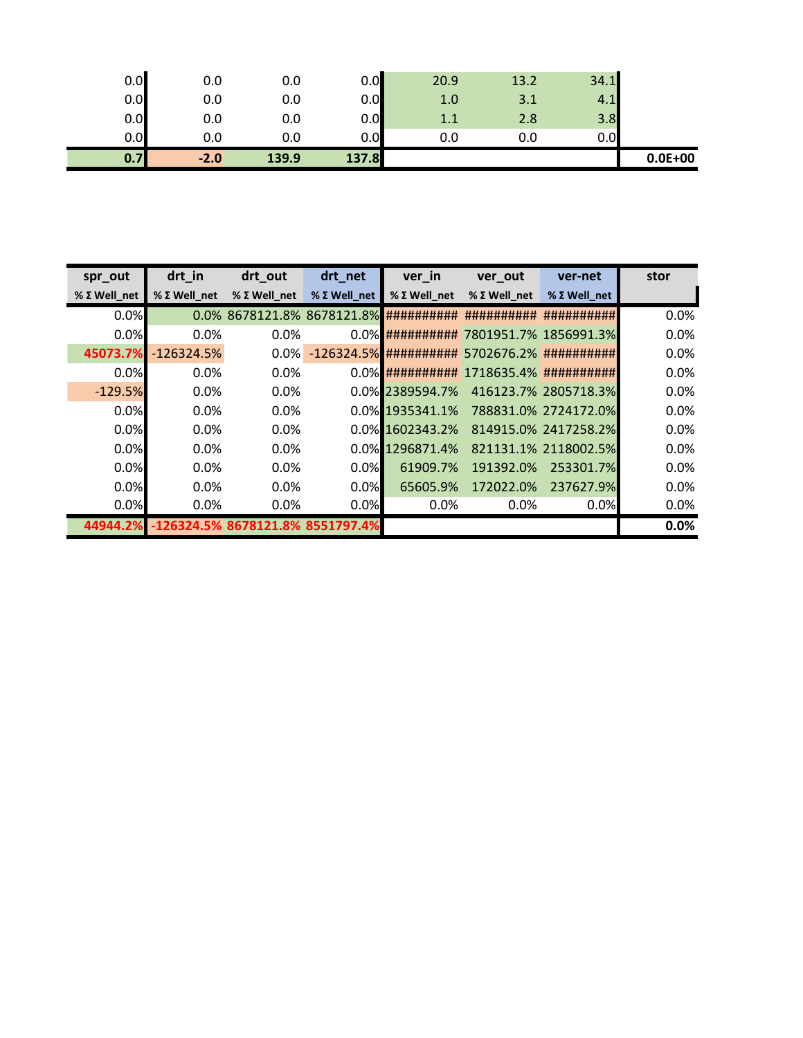| | | | | | | | |
|---|---|---|---|---|---|---|---|
| 0.0 | 0.0 | 0.0 | 0.0 | 20.9 | 13.2 | 34.1 | |
| 0.0 | 0.0 | 0.0 | 0.0 | 1.0 | 3.1 | 4.1 | |
| 0.0 | 0.0 | 0.0 | 0.0 | 1.1 | 2.8 | 3.8 | |
| 0.0 | 0.0 | 0.0 | 0.0 | 0.0 | 0.0 | 0.0 | |
| **0.7** | **-2.0** | **139.9** | **137.8** | | | | **0.0E+00** |

| spr_out | drt_in | drt_out | drt_net | ver_in | ver_out | ver-net | stor |
|---|---|---|---|---|---|---|---|
| % Σ Well_net | % Σ Well_net | % Σ Well_net | % Σ Well_net | % Σ Well_net | % Σ Well_net | % Σ Well_net | |
| 0.0% | 0.0% | 8678121.8% | 8678121.8% | ########## | ########## | ########## | 0.0% |
| 0.0% | 0.0% | 0.0% | 0.0% | ########## | 7801951.7% | 1856991.3% | 0.0% |
| 45073.7% | -126324.5% | 0.0% | -126324.5% | ########## | 5702676.2% | ########## | 0.0% |
| 0.0% | 0.0% | 0.0% | 0.0% | ########## | 1718635.4% | ########## | 0.0% |
| -129.5% | 0.0% | 0.0% | 0.0% | 2389594.7% | 416123.7% | 2805718.3% | 0.0% |
| 0.0% | 0.0% | 0.0% | 0.0% | 1935341.1% | 788831.0% | 2724172.0% | 0.0% |
| 0.0% | 0.0% | 0.0% | 0.0% | 1602343.2% | 814915.0% | 2417258.2% | 0.0% |
| 0.0% | 0.0% | 0.0% | 0.0% | 1296871.4% | 821131.1% | 2118002.5% | 0.0% |
| 0.0% | 0.0% | 0.0% | 0.0% | 61909.7% | 191392.0% | 253301.7% | 0.0% |
| 0.0% | 0.0% | 0.0% | 0.0% | 65605.9% | 172022.0% | 237627.9% | 0.0% |
| 0.0% | 0.0% | 0.0% | 0.0% | 0.0% | 0.0% | 0.0% | 0.0% |
| **44944.2%** | **-126324.5%** | **8678121.8%** | **8551797.4%** | | | | **0.0%** |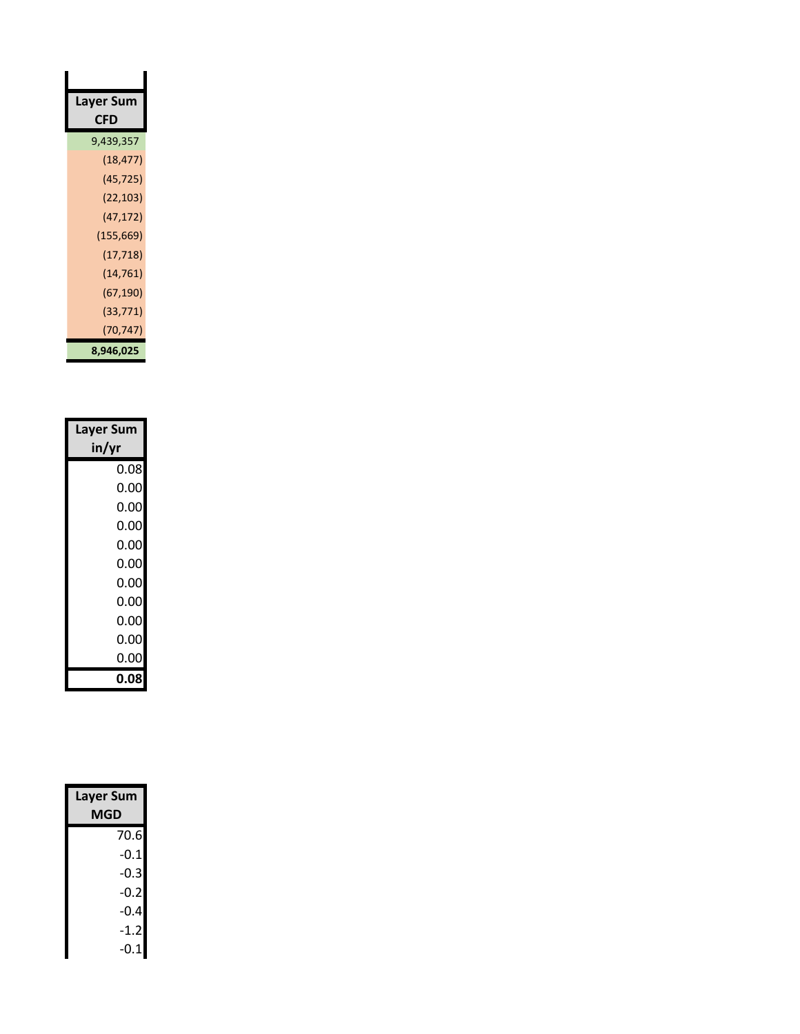| Layer Sum CFD |
|---|
| 9,439,357 |
| (18,477) |
| (45,725) |
| (22,103) |
| (47,172) |
| (155,669) |
| (17,718) |
| (14,761) |
| (67,190) |
| (33,771) |
| (70,747) |
| **8,946,025** |

| Layer Sum in/yr |
|---|
| 0.08 |
| 0.00 |
| 0.00 |
| 0.00 |
| 0.00 |
| 0.00 |
| 0.00 |
| 0.00 |
| 0.00 |
| 0.00 |
| 0.00 |
| **0.08** |

| Layer Sum MGD |
|---|
| 70.6 |
| -0.1 |
| -0.3 |
| -0.2 |
| -0.4 |
| -1.2 |
| -0.1 |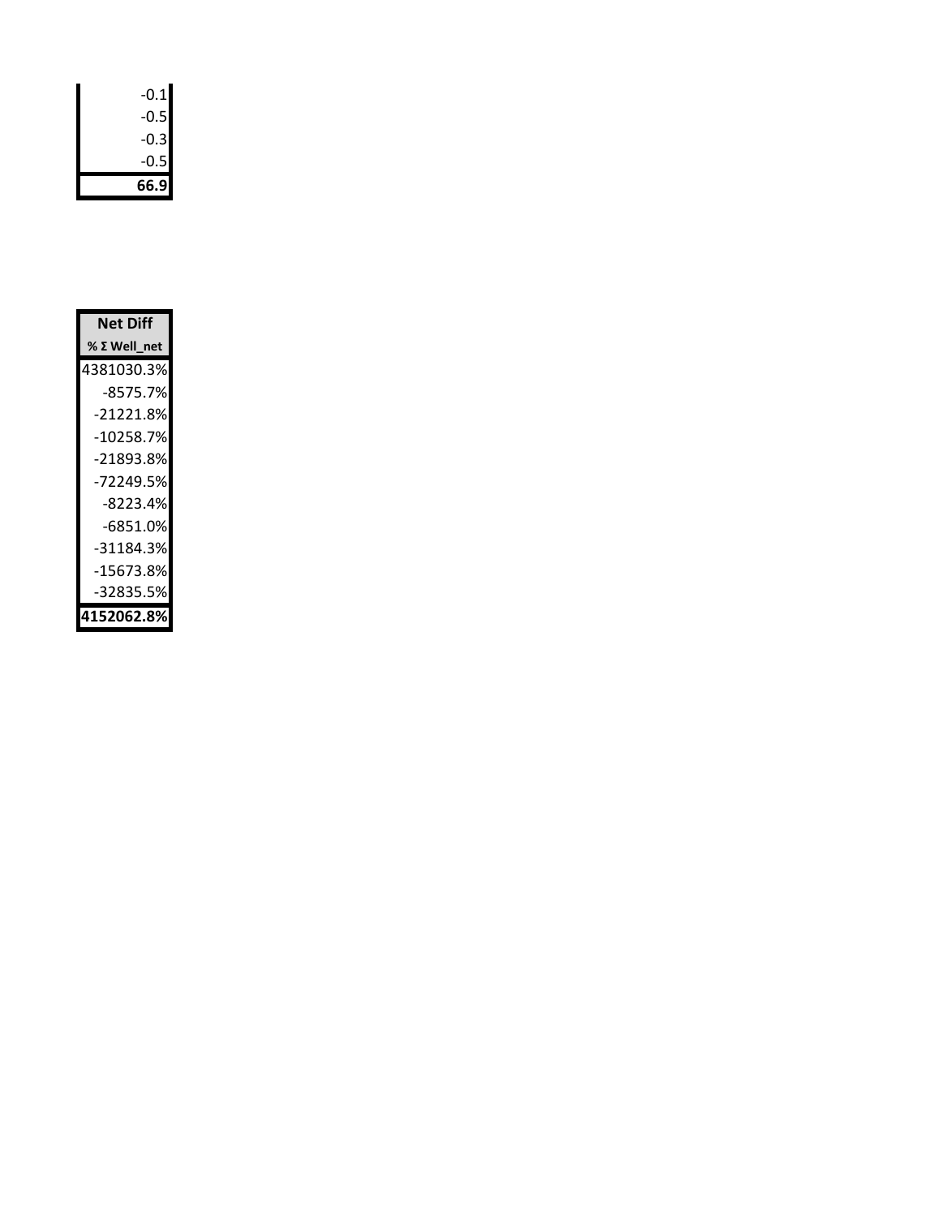| |
|---|
| -0.1 |
| -0.5 |
| -0.3 |
| -0.5 |
| **66.9** |

| Net Diff |
|---|
| **% Σ Well_net** |
| 4381030.3% |
| -8575.7% |
| -21221.8% |
| -10258.7% |
| -21893.8% |
| -72249.5% |
| -8223.4% |
| -6851.0% |
| -31184.3% |
| -15673.8% |
| -32835.5% |
| **4152062.8%** |